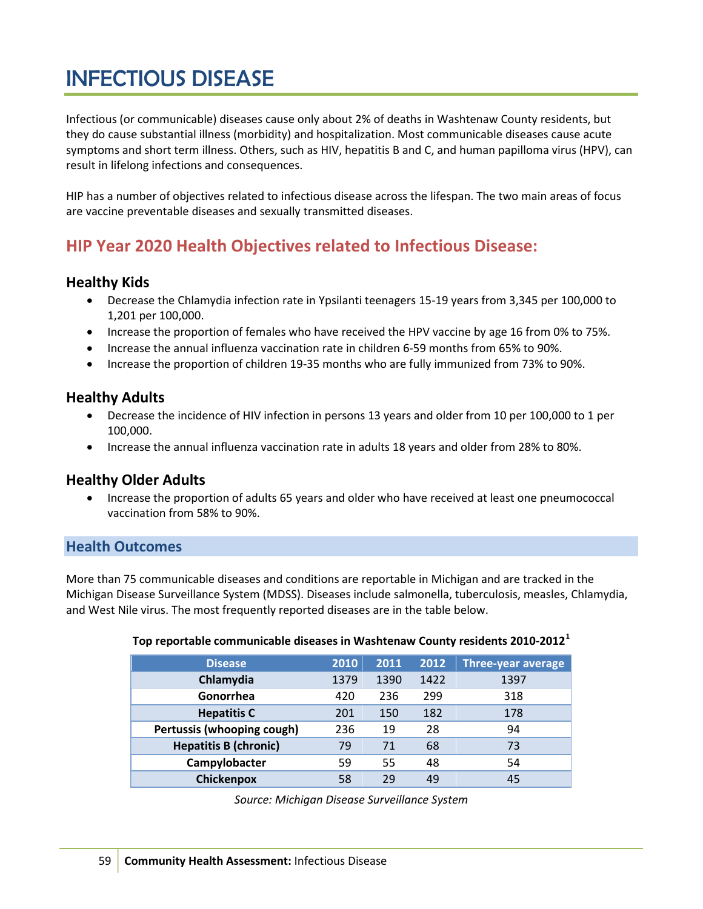# INFECTIOUS DISEASE

Infectious (or communicable) diseases cause only about 2% of deaths in Washtenaw County residents, but they do cause substantial illness (morbidity) and hospitalization. Most communicable diseases cause acute symptoms and short term illness. Others, such as HIV, hepatitis B and C, and human papilloma virus (HPV), can result in lifelong infections and consequences.

HIP has a number of objectives related to infectious disease across the lifespan. The two main areas of focus are vaccine preventable diseases and sexually transmitted diseases.

## HIP Year 2020 Health Objectives related to Infectious Disease:

### Healthy Kids

- Decrease the Chlamydia infection rate in Ypsilanti teenagers 15-19 years from 3,345 per 100,000 to 1,201 per 100,000.
- Increase the proportion of females who have received the HPV vaccine by age 16 from 0% to 75%.
- Increase the annual influenza vaccination rate in children 6-59 months from 65% to 90%.
- Increase the proportion of children 19-35 months who are fully immunized from 73% to 90%.

### Healthy Adults

- Decrease the incidence of HIV infection in persons 13 years and older from 10 per 100,000 to 1 per 100,000.
- Increase the annual influenza vaccination rate in adults 18 years and older from 28% to 80%.

### Healthy Older Adults

- Increase the proportion of adults 65 years and older who have received at least one pneumococcal vaccination from 58% to 90%.

## Health Outcomes

More than 75 communicable diseases and conditions are reportable in Michigan and are tracked in the Michigan Disease Surveillance System (MDSS). Diseases include salmonella, tuberculosis, measles, Chlamydia, and West Nile virus. The most frequently reported diseases are in the table below.

**Top reportable communicable diseases in Washtenaw County residents 2010-2012[1]**

| Disease | 2010 | 2011 | 2012 | Three-year average |
|---|---|---|---|---|
| Chlamydia | 1379 | 1390 | 1422 | 1397 |
| Gonorrhea | 420 | 236 | 299 | 318 |
| Hepatitis C | 201 | 150 | 182 | 178 |
| Pertussis (whooping cough) | 236 | 19 | 28 | 94 |
| Hepatitis B (chronic) | 79 | 71 | 68 | 73 |
| Campylobacter | 59 | 55 | 48 | 54 |
| Chickenpox | 58 | 29 | 49 | 45 |

*Source: Michigan Disease Surveillance System*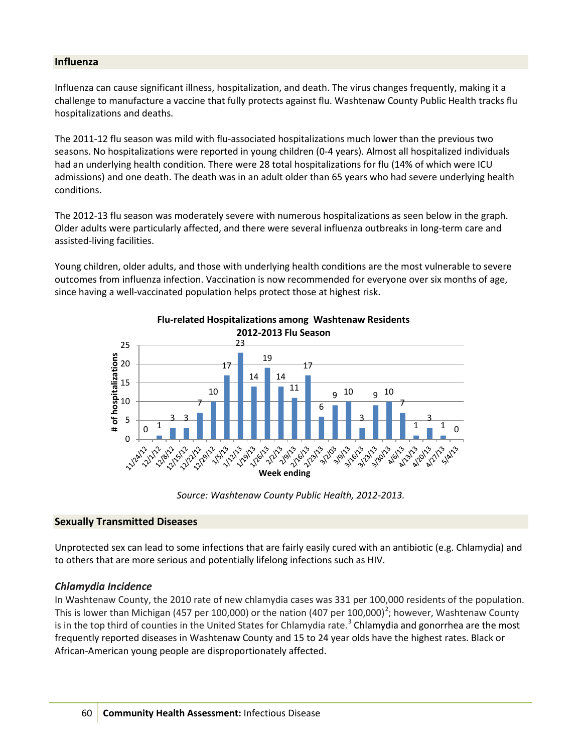## Influenza

Influenza can cause significant illness, hospitalization, and death. The virus changes frequently, making it a challenge to manufacture a vaccine that fully protects against flu. Washtenaw County Public Health tracks flu hospitalizations and deaths.

The 2011-12 flu season was mild with flu-associated hospitalizations much lower than the previous two seasons. No hospitalizations were reported in young children (0-4 years). Almost all hospitalized individuals had an underlying health condition. There were 28 total hospitalizations for flu (14% of which were ICU admissions) and one death. The death was in an adult older than 65 years who had severe underlying health conditions.

The 2012-13 flu season was moderately severe with numerous hospitalizations as seen below in the graph. Older adults were particularly affected, and there were several influenza outbreaks in long-term care and assisted-living facilities.

Young children, older adults, and those with underlying health conditions are the most vulnerable to severe outcomes from influenza infection. Vaccination is now recommended for everyone over six months of age, since having a well-vaccinated population helps protect those at highest risk.

**Flu-related Hospitalizations among Washtenaw Residents 2012-2013 Flu Season**

*Source: Washtenaw County Public Health, 2012-2013.*

## Sexually Transmitted Diseases

Unprotected sex can lead to some infections that are fairly easily cured with an antibiotic (e.g. Chlamydia) and to others that are more serious and potentially lifelong infections such as HIV.

### *Chlamydia Incidence*

In Washtenaw County, the 2010 rate of new chlamydia cases was 331 per 100,000 residents of the population. This is lower than Michigan (457 per 100,000) or the nation (407 per 100,000)[2]; however, Washtenaw County is in the top third of counties in the United States for Chlamydia rate.[3] Chlamydia and gonorrhea are the most frequently reported diseases in Washtenaw County and 15 to 24 year olds have the highest rates. Black or African-American young people are disproportionately affected.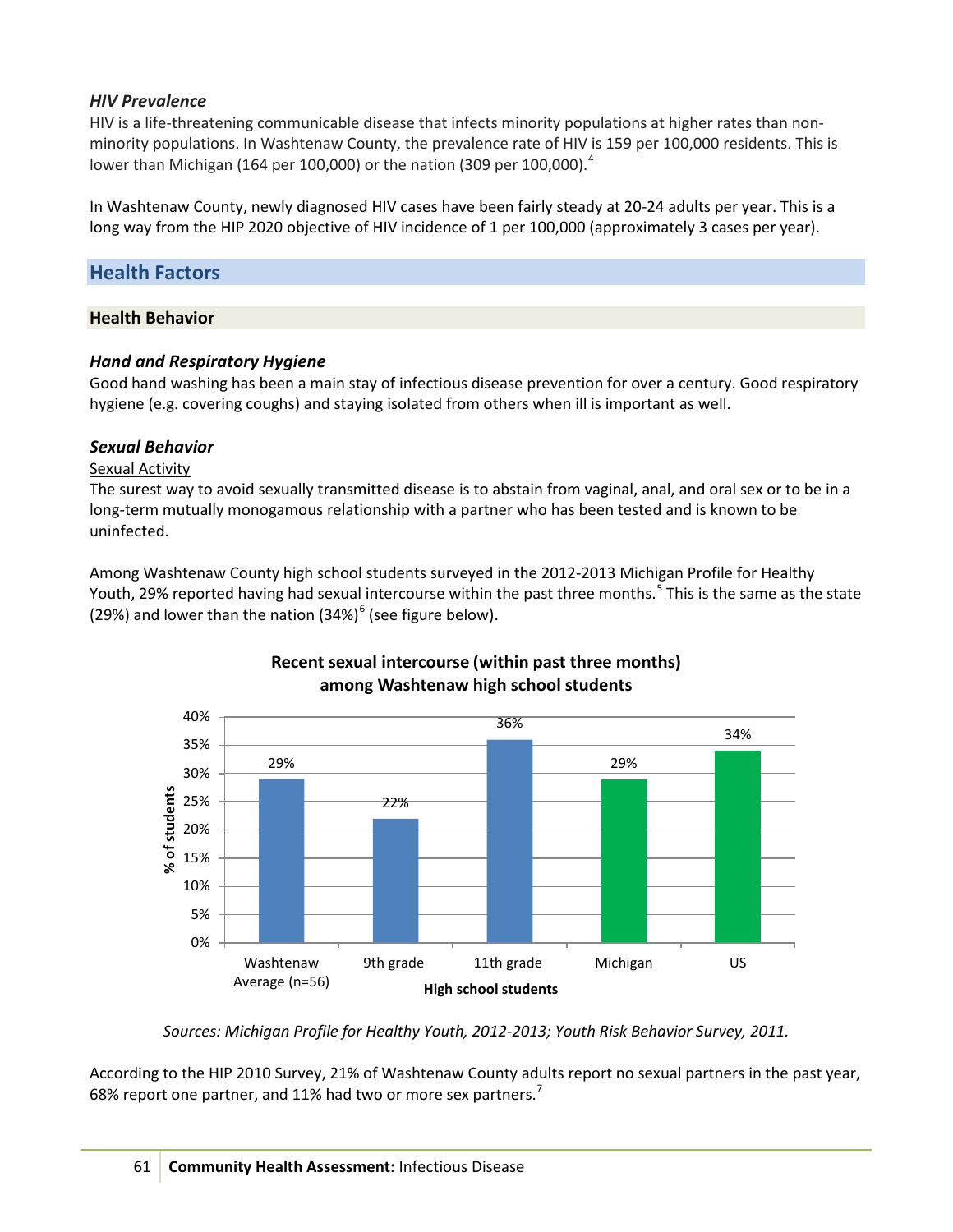### *HIV Prevalence*

HIV is a life-threatening communicable disease that infects minority populations at higher rates than non-minority populations. In Washtenaw County, the prevalence rate of HIV is 159 per 100,000 residents. This is lower than Michigan (164 per 100,000) or the nation (309 per 100,000).[4]

In Washtenaw County, newly diagnosed HIV cases have been fairly steady at 20-24 adults per year. This is a long way from the HIP 2020 objective of HIV incidence of 1 per 100,000 (approximately 3 cases per year).

## Health Factors

### Health Behavior

### *Hand and Respiratory Hygiene*

Good hand washing has been a main stay of infectious disease prevention for over a century. Good respiratory hygiene (e.g. covering coughs) and staying isolated from others when ill is important as well.

### *Sexual Behavior*

<u>Sexual Activity</u>

The surest way to avoid sexually transmitted disease is to abstain from vaginal, anal, and oral sex or to be in a long-term mutually monogamous relationship with a partner who has been tested and is known to be uninfected.

Among Washtenaw County high school students surveyed in the 2012-2013 Michigan Profile for Healthy Youth, 29% reported having had sexual intercourse within the past three months.[5] This is the same as the state (29%) and lower than the nation (34%)[6] (see figure below).

**Recent sexual intercourse (within past three months) among Washtenaw high school students**

| High school students | % of students |
|---|---|
| Washtenaw Average (n=56) | 29% |
| 9th grade | 22% |
| 11th grade | 36% |
| Michigan | 29% |
| US | 34% |

*Sources: Michigan Profile for Healthy Youth, 2012-2013; Youth Risk Behavior Survey, 2011.*

According to the HIP 2010 Survey, 21% of Washtenaw County adults report no sexual partners in the past year, 68% report one partner, and 11% had two or more sex partners.[7]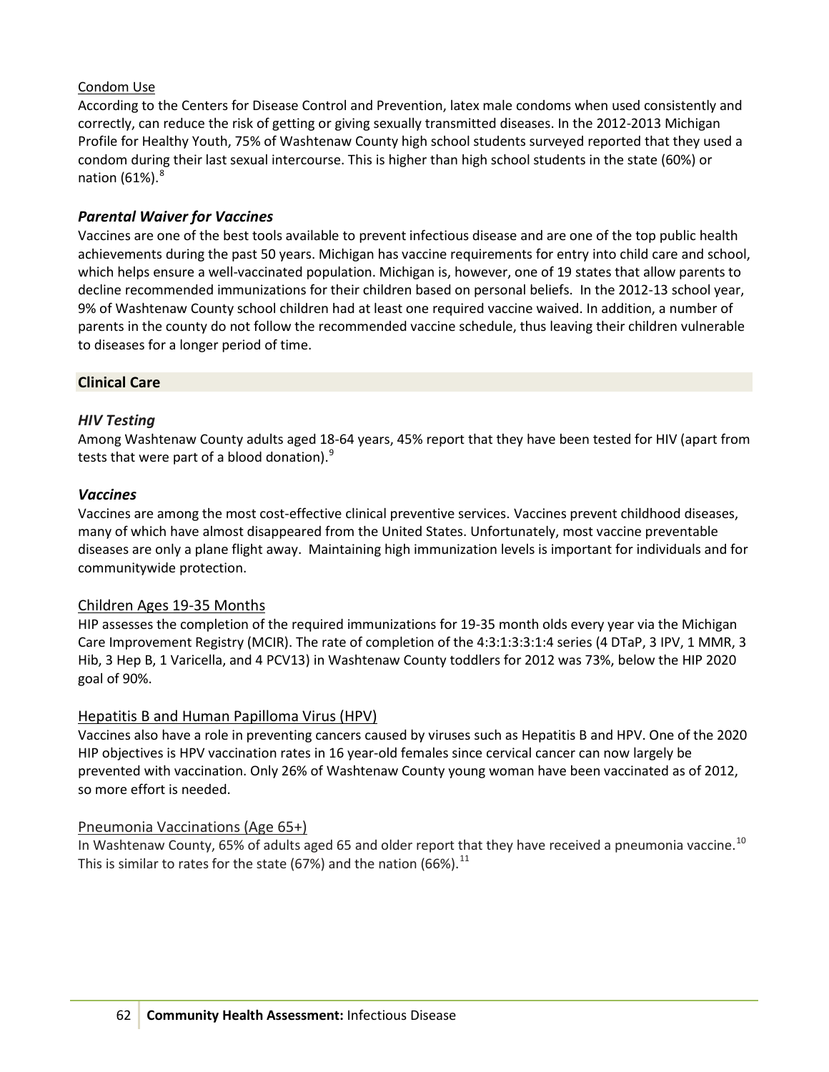Condom Use

According to the Centers for Disease Control and Prevention, latex male condoms when used consistently and correctly, can reduce the risk of getting or giving sexually transmitted diseases. In the 2012-2013 Michigan Profile for Healthy Youth, 75% of Washtenaw County high school students surveyed reported that they used a condom during their last sexual intercourse. This is higher than high school students in the state (60%) or nation (61%).[8]

### *Parental Waiver for Vaccines*

Vaccines are one of the best tools available to prevent infectious disease and are one of the top public health achievements during the past 50 years. Michigan has vaccine requirements for entry into child care and school, which helps ensure a well-vaccinated population. Michigan is, however, one of 19 states that allow parents to decline recommended immunizations for their children based on personal beliefs. In the 2012-13 school year, 9% of Washtenaw County school children had at least one required vaccine waived. In addition, a number of parents in the county do not follow the recommended vaccine schedule, thus leaving their children vulnerable to diseases for a longer period of time.

## Clinical Care

### *HIV Testing*

Among Washtenaw County adults aged 18-64 years, 45% report that they have been tested for HIV (apart from tests that were part of a blood donation).[9]

### *Vaccines*

Vaccines are among the most cost-effective clinical preventive services. Vaccines prevent childhood diseases, many of which have almost disappeared from the United States. Unfortunately, most vaccine preventable diseases are only a plane flight away. Maintaining high immunization levels is important for individuals and for communitywide protection.

Children Ages 19-35 Months

HIP assesses the completion of the required immunizations for 19-35 month olds every year via the Michigan Care Improvement Registry (MCIR). The rate of completion of the 4:3:1:3:3:1:4 series (4 DTaP, 3 IPV, 1 MMR, 3 Hib, 3 Hep B, 1 Varicella, and 4 PCV13) in Washtenaw County toddlers for 2012 was 73%, below the HIP 2020 goal of 90%.

Hepatitis B and Human Papilloma Virus (HPV)

Vaccines also have a role in preventing cancers caused by viruses such as Hepatitis B and HPV. One of the 2020 HIP objectives is HPV vaccination rates in 16 year-old females since cervical cancer can now largely be prevented with vaccination. Only 26% of Washtenaw County young woman have been vaccinated as of 2012, so more effort is needed.

Pneumonia Vaccinations (Age 65+)

In Washtenaw County, 65% of adults aged 65 and older report that they have received a pneumonia vaccine.[10] This is similar to rates for the state (67%) and the nation (66%).[11]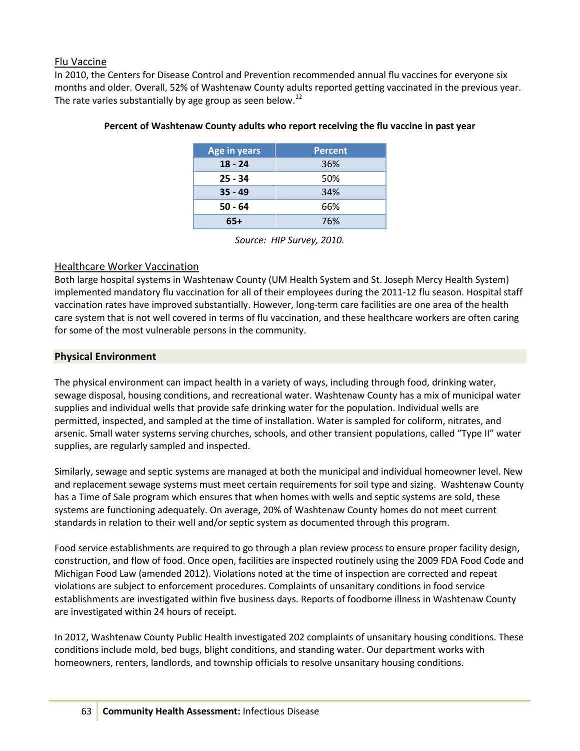## Flu Vaccine

In 2010, the Centers for Disease Control and Prevention recommended annual flu vaccines for everyone six months and older. Overall, 52% of Washtenaw County adults reported getting vaccinated in the previous year. The rate varies substantially by age group as seen below.[12]

**Percent of Washtenaw County adults who report receiving the flu vaccine in past year**

| Age in years | Percent |
|---|---|
| **18 - 24** | 36% |
| **25 - 34** | 50% |
| **35 - 49** | 34% |
| **50 - 64** | 66% |
| **65+** | 76% |

*Source: HIP Survey, 2010.*

## Healthcare Worker Vaccination

Both large hospital systems in Washtenaw County (UM Health System and St. Joseph Mercy Health System) implemented mandatory flu vaccination for all of their employees during the 2011-12 flu season. Hospital staff vaccination rates have improved substantially. However, long-term care facilities are one area of the health care system that is not well covered in terms of flu vaccination, and these healthcare workers are often caring for some of the most vulnerable persons in the community.

## Physical Environment

The physical environment can impact health in a variety of ways, including through food, drinking water, sewage disposal, housing conditions, and recreational water. Washtenaw County has a mix of municipal water supplies and individual wells that provide safe drinking water for the population. Individual wells are permitted, inspected, and sampled at the time of installation. Water is sampled for coliform, nitrates, and arsenic. Small water systems serving churches, schools, and other transient populations, called "Type II" water supplies, are regularly sampled and inspected.

Similarly, sewage and septic systems are managed at both the municipal and individual homeowner level. New and replacement sewage systems must meet certain requirements for soil type and sizing. Washtenaw County has a Time of Sale program which ensures that when homes with wells and septic systems are sold, these systems are functioning adequately. On average, 20% of Washtenaw County homes do not meet current standards in relation to their well and/or septic system as documented through this program.

Food service establishments are required to go through a plan review process to ensure proper facility design, construction, and flow of food. Once open, facilities are inspected routinely using the 2009 FDA Food Code and Michigan Food Law (amended 2012). Violations noted at the time of inspection are corrected and repeat violations are subject to enforcement procedures. Complaints of unsanitary conditions in food service establishments are investigated within five business days. Reports of foodborne illness in Washtenaw County are investigated within 24 hours of receipt.

In 2012, Washtenaw County Public Health investigated 202 complaints of unsanitary housing conditions. These conditions include mold, bed bugs, blight conditions, and standing water. Our department works with homeowners, renters, landlords, and township officials to resolve unsanitary housing conditions.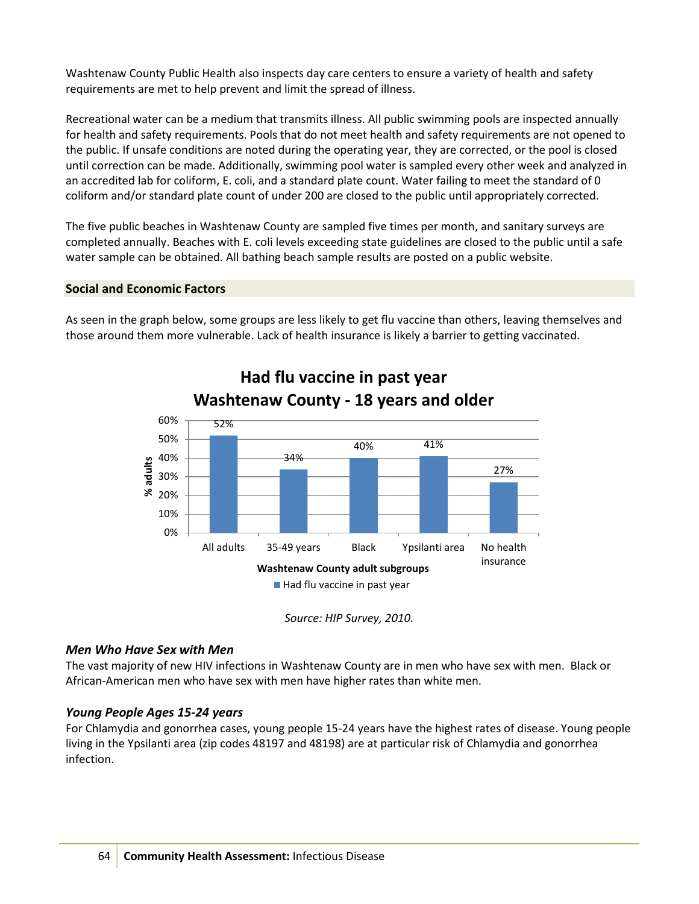Washtenaw County Public Health also inspects day care centers to ensure a variety of health and safety requirements are met to help prevent and limit the spread of illness.

Recreational water can be a medium that transmits illness. All public swimming pools are inspected annually for health and safety requirements. Pools that do not meet health and safety requirements are not opened to the public. If unsafe conditions are noted during the operating year, they are corrected, or the pool is closed until correction can be made. Additionally, swimming pool water is sampled every other week and analyzed in an accredited lab for coliform, E. coli, and a standard plate count. Water failing to meet the standard of 0 coliform and/or standard plate count of under 200 are closed to the public until appropriately corrected.

The five public beaches in Washtenaw County are sampled five times per month, and sanitary surveys are completed annually. Beaches with E. coli levels exceeding state guidelines are closed to the public until a safe water sample can be obtained. All bathing beach sample results are posted on a public website.

## Social and Economic Factors

As seen in the graph below, some groups are less likely to get flu vaccine than others, leaving themselves and those around them more vulnerable. Lack of health insurance is likely a barrier to getting vaccinated.

**Had flu vaccine in past year**
**Washtenaw County - 18 years and older**

| Washtenaw County adult subgroups | Had flu vaccine in past year (% adults) |
|---|---|
| All adults | 52% |
| 35-49 years | 34% |
| Black | 40% |
| Ypsilanti area | 41% |
| No health insurance | 27% |

*Source: HIP Survey, 2010.*

### *Men Who Have Sex with Men*

The vast majority of new HIV infections in Washtenaw County are in men who have sex with men. Black or African-American men who have sex with men have higher rates than white men.

### *Young People Ages 15-24 years*

For Chlamydia and gonorrhea cases, young people 15-24 years have the highest rates of disease. Young people living in the Ypsilanti area (zip codes 48197 and 48198) are at particular risk of Chlamydia and gonorrhea infection.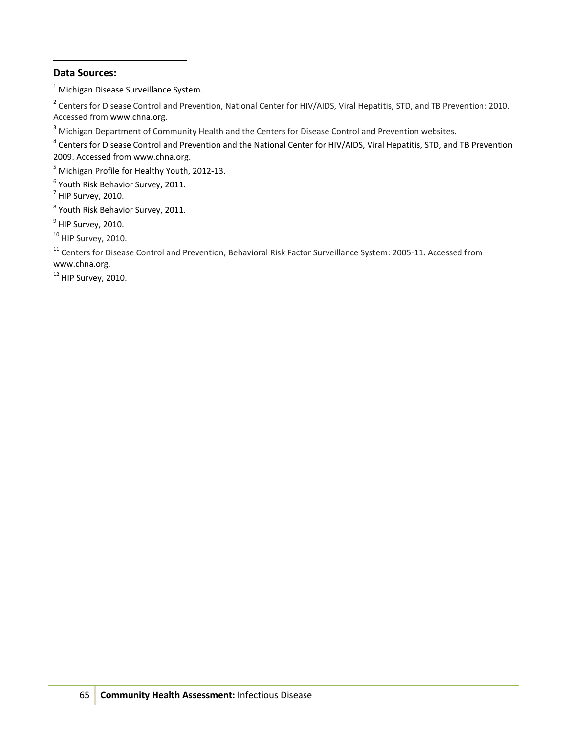**Data Sources:**

[1] Michigan Disease Surveillance System.

[2] Centers for Disease Control and Prevention, National Center for HIV/AIDS, Viral Hepatitis, STD, and TB Prevention: 2010. Accessed from www.chna.org.

[3] Michigan Department of Community Health and the Centers for Disease Control and Prevention websites.

[4] Centers for Disease Control and Prevention and the National Center for HIV/AIDS, Viral Hepatitis, STD, and TB Prevention 2009. Accessed from www.chna.org.

[5] Michigan Profile for Healthy Youth, 2012-13.

[6] Youth Risk Behavior Survey, 2011.

[7] HIP Survey, 2010.

[8] Youth Risk Behavior Survey, 2011.

[9] HIP Survey, 2010.

[10] HIP Survey, 2010.

[11] Centers for Disease Control and Prevention, Behavioral Risk Factor Surveillance System: 2005-11. Accessed from www.chna.org.

[12] HIP Survey, 2010.